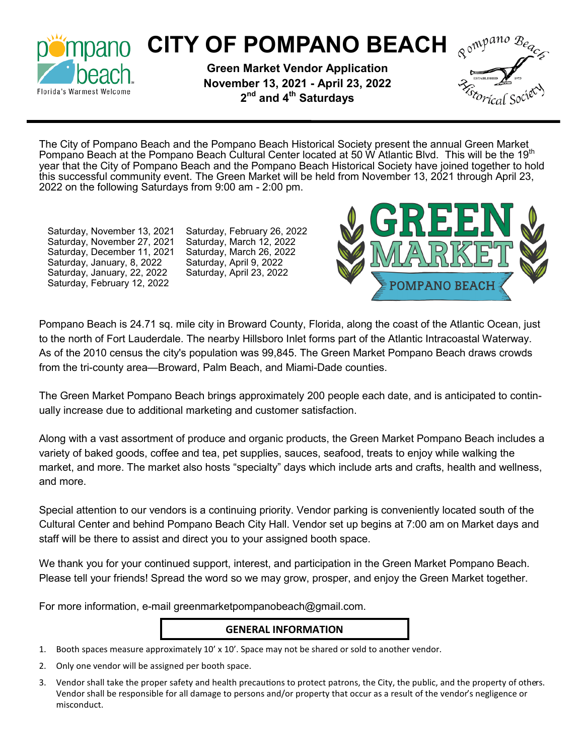# CITY OF POMPANO BEACH

**Green Market Vendor Application**
**November 13, 2021 - April 23, 2022**
**2nd and 4th Saturdays**

The City of Pompano Beach and the Pompano Beach Historical Society present the annual Green Market Pompano Beach at the Pompano Beach Cultural Center located at 50 W Atlantic Blvd. This will be the 19th year that the City of Pompano Beach and the Pompano Beach Historical Society have joined together to hold this successful community event. The Green Market will be held from November 13, 2021 through April 23, 2022 on the following Saturdays from 9:00 am - 2:00 pm.

Saturday, November 13, 2021
Saturday, November 27, 2021
Saturday, December 11, 2021
Saturday, January, 8, 2022
Saturday, January, 22, 2022
Saturday, February 12, 2022
Saturday, February 26, 2022
Saturday, March 12, 2022
Saturday, March 26, 2022
Saturday, April 9, 2022
Saturday, April 23, 2022

Pompano Beach is 24.71 sq. mile city in Broward County, Florida, along the coast of the Atlantic Ocean, just to the north of Fort Lauderdale. The nearby Hillsboro Inlet forms part of the Atlantic Intracoastal Waterway. As of the 2010 census the city's population was 99,845. The Green Market Pompano Beach draws crowds from the tri-county area—Broward, Palm Beach, and Miami-Dade counties.

The Green Market Pompano Beach brings approximately 200 people each date, and is anticipated to continually increase due to additional marketing and customer satisfaction.

Along with a vast assortment of produce and organic products, the Green Market Pompano Beach includes a variety of baked goods, coffee and tea, pet supplies, sauces, seafood, treats to enjoy while walking the market, and more. The market also hosts "specialty" days which include arts and crafts, health and wellness, and more.

Special attention to our vendors is a continuing priority. Vendor parking is conveniently located south of the Cultural Center and behind Pompano Beach City Hall. Vendor set up begins at 7:00 am on Market days and staff will be there to assist and direct you to your assigned booth space.

We thank you for your continued support, interest, and participation in the Green Market Pompano Beach. Please tell your friends! Spread the word so we may grow, prosper, and enjoy the Green Market together.

For more information, e-mail greenmarketpompanobeach@gmail.com.

## GENERAL INFORMATION

1. Booth spaces measure approximately 10' x 10'. Space may not be shared or sold to another vendor.
2. Only one vendor will be assigned per booth space.
3. Vendor shall take the proper safety and health precautions to protect patrons, the City, the public, and the property of others. Vendor shall be responsible for all damage to persons and/or property that occur as a result of the vendor's negligence or misconduct.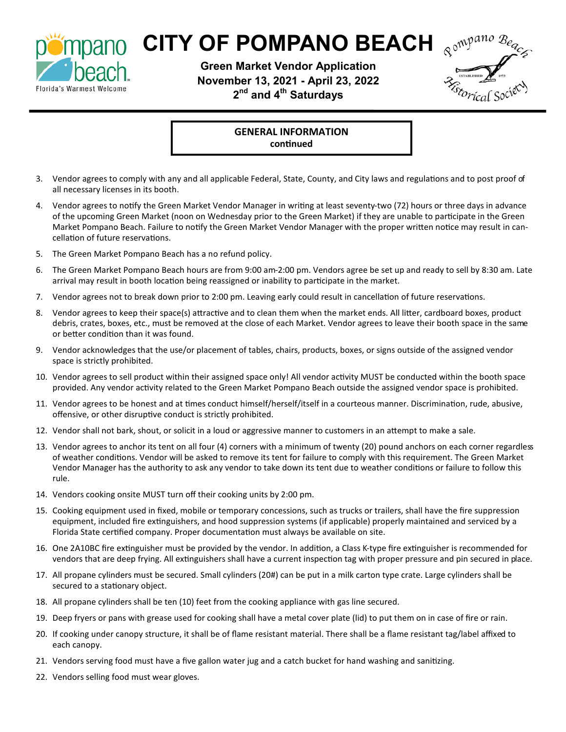# CITY OF POMPANO BEACH

**Green Market Vendor Application**
**November 13, 2021 - April 23, 2022**
**2nd and 4th Saturdays**

## GENERAL INFORMATION
**continued**

3. Vendor agrees to comply with any and all applicable Federal, State, County, and City laws and regulations and to post proof of all necessary licenses in its booth.
4. Vendor agrees to notify the Green Market Vendor Manager in writing at least seventy-two (72) hours or three days in advance of the upcoming Green Market (noon on Wednesday prior to the Green Market) if they are unable to participate in the Green Market Pompano Beach. Failure to notify the Green Market Vendor Manager with the proper written notice may result in cancellation of future reservations.
5. The Green Market Pompano Beach has a no refund policy.
6. The Green Market Pompano Beach hours are from 9:00 am-2:00 pm. Vendors agree be set up and ready to sell by 8:30 am. Late arrival may result in booth location being reassigned or inability to participate in the market.
7. Vendor agrees not to break down prior to 2:00 pm. Leaving early could result in cancellation of future reservations.
8. Vendor agrees to keep their space(s) attractive and to clean them when the market ends. All litter, cardboard boxes, product debris, crates, boxes, etc., must be removed at the close of each Market. Vendor agrees to leave their booth space in the same or better condition than it was found.
9. Vendor acknowledges that the use/or placement of tables, chairs, products, boxes, or signs outside of the assigned vendor space is strictly prohibited.
10. Vendor agrees to sell product within their assigned space only! All vendor activity MUST be conducted within the booth space provided. Any vendor activity related to the Green Market Pompano Beach outside the assigned vendor space is prohibited.
11. Vendor agrees to be honest and at times conduct himself/herself/itself in a courteous manner. Discrimination, rude, abusive, offensive, or other disruptive conduct is strictly prohibited.
12. Vendor shall not bark, shout, or solicit in a loud or aggressive manner to customers in an attempt to make a sale.
13. Vendor agrees to anchor its tent on all four (4) corners with a minimum of twenty (20) pound anchors on each corner regardless of weather conditions. Vendor will be asked to remove its tent for failure to comply with this requirement. The Green Market Vendor Manager has the authority to ask any vendor to take down its tent due to weather conditions or failure to follow this rule.
14. Vendors cooking onsite MUST turn off their cooking units by 2:00 pm.
15. Cooking equipment used in fixed, mobile or temporary concessions, such as trucks or trailers, shall have the fire suppression equipment, included fire extinguishers, and hood suppression systems (if applicable) properly maintained and serviced by a Florida State certified company. Proper documentation must always be available on site.
16. One 2A10BC fire extinguisher must be provided by the vendor. In addition, a Class K-type fire extinguisher is recommended for vendors that are deep frying. All extinguishers shall have a current inspection tag with proper pressure and pin secured in place.
17. All propane cylinders must be secured. Small cylinders (20#) can be put in a milk carton type crate. Large cylinders shall be secured to a stationary object.
18. All propane cylinders shall be ten (10) feet from the cooking appliance with gas line secured.
19. Deep fryers or pans with grease used for cooking shall have a metal cover plate (lid) to put them on in case of fire or rain.
20. If cooking under canopy structure, it shall be of flame resistant material. There shall be a flame resistant tag/label affixed to each canopy.
21. Vendors serving food must have a five gallon water jug and a catch bucket for hand washing and sanitizing.
22. Vendors selling food must wear gloves.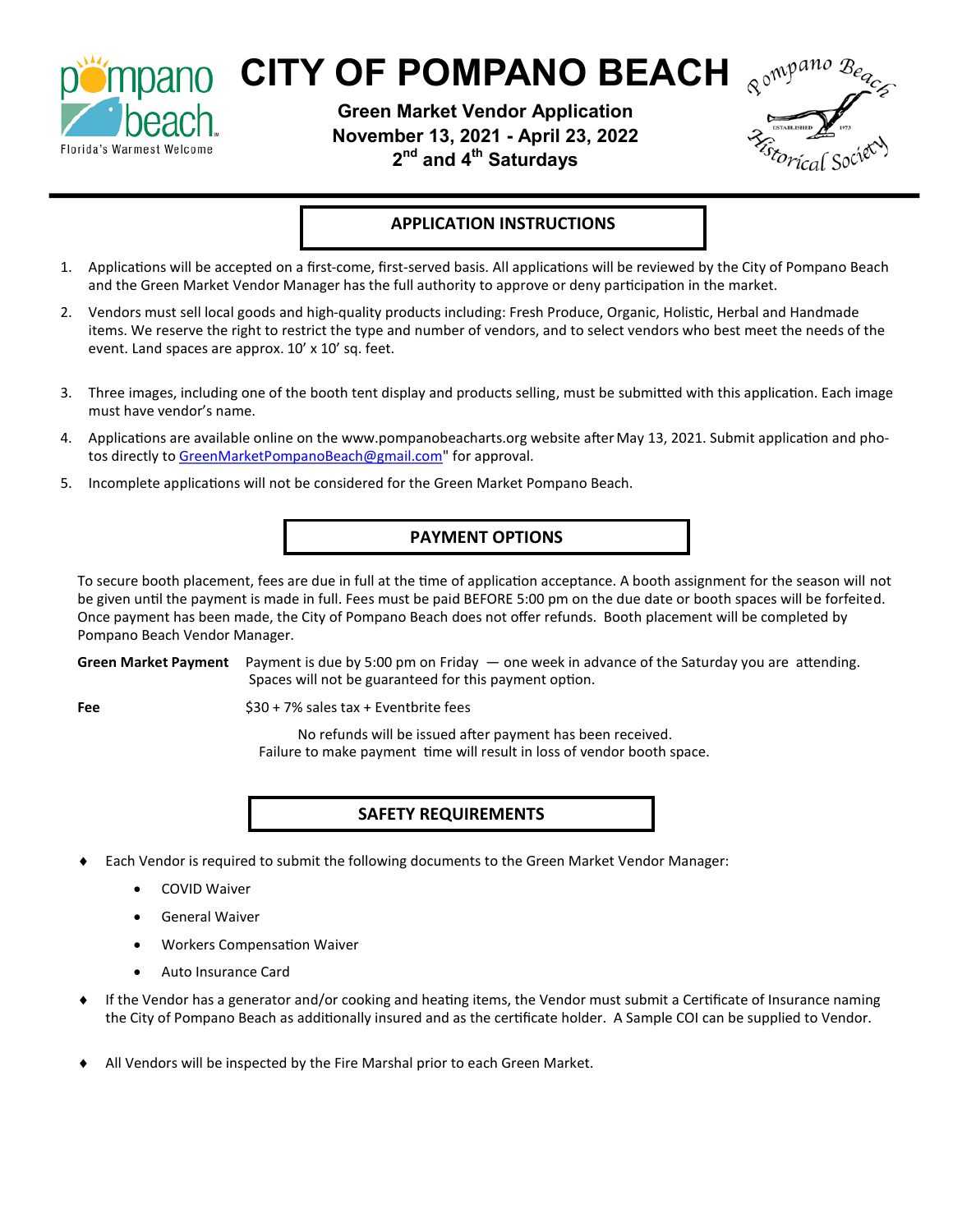# CITY OF POMPANO BEACH

**Green Market Vendor Application**
**November 13, 2021 - April 23, 2022**
**2nd and 4th Saturdays**

## APPLICATION INSTRUCTIONS

1. Applications will be accepted on a first-come, first-served basis. All applications will be reviewed by the City of Pompano Beach and the Green Market Vendor Manager has the full authority to approve or deny participation in the market.
2. Vendors must sell local goods and high-quality products including: Fresh Produce, Organic, Holistic, Herbal and Handmade items. We reserve the right to restrict the type and number of vendors, and to select vendors who best meet the needs of the event. Land spaces are approx. 10' x 10' sq. feet.
3. Three images, including one of the booth tent display and products selling, must be submitted with this application. Each image must have vendor's name.
4. Applications are available online on the www.pompanobeacharts.org website after May 13, 2021. Submit application and photos directly to GreenMarketPompanoBeach@gmail.com" for approval.
5. Incomplete applications will not be considered for the Green Market Pompano Beach.

## PAYMENT OPTIONS

To secure booth placement, fees are due in full at the time of application acceptance. A booth assignment for the season will not be given until the payment is made in full. Fees must be paid BEFORE 5:00 pm on the due date or booth spaces will be forfeited. Once payment has been made, the City of Pompano Beach does not offer refunds. Booth placement will be completed by Pompano Beach Vendor Manager.

**Green Market Payment** Payment is due by 5:00 pm on Friday — one week in advance of the Saturday you are attending. Spaces will not be guaranteed for this payment option.

**Fee** $30 + 7% sales tax + Eventbrite fees

No refunds will be issued after payment has been received.
Failure to make payment time will result in loss of vendor booth space.

## SAFETY REQUIREMENTS

- Each Vendor is required to submit the following documents to the Green Market Vendor Manager:
  - COVID Waiver
  - General Waiver
  - Workers Compensation Waiver
  - Auto Insurance Card
- If the Vendor has a generator and/or cooking and heating items, the Vendor must submit a Certificate of Insurance naming the City of Pompano Beach as additionally insured and as the certificate holder. A Sample COI can be supplied to Vendor.
- All Vendors will be inspected by the Fire Marshal prior to each Green Market.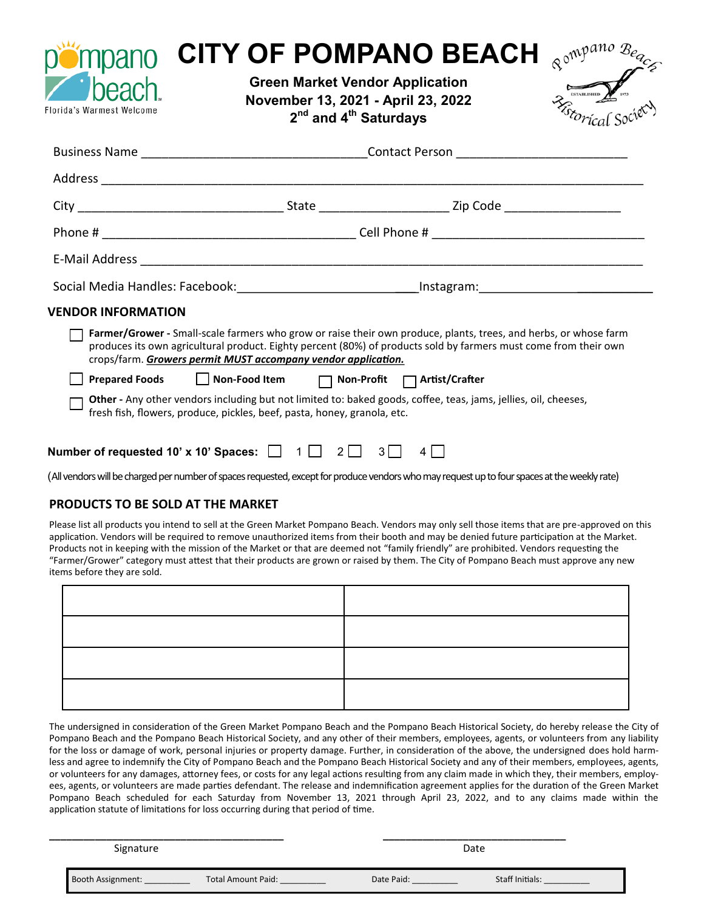# CITY OF POMPANO BEACH

**Green Market Vendor Application**
**November 13, 2021 - April 23, 2022**
**2nd and 4th Saturdays**

Business Name ________________________________ Contact Person ________________________

Address ______________________________________________________________________________

City ______________________________ State ___________________ Zip Code ________________

Phone # ____________________________________ Cell Phone # ______________________________

E-Mail Address ________________________________________________________________________

Social Media Handles: Facebook: ___________________________ Instagram: ________________________

## VENDOR INFORMATION

☐ **Farmer/Grower -** Small-scale farmers who grow or raise their own produce, plants, trees, and herbs, or whose farm produces its own agricultural product. Eighty percent (80%) of products sold by farmers must come from their own crops/farm. ***Growers permit MUST accompany vendor application.***

☐ **Prepared Foods** ☐ **Non-Food Item** ☐ **Non-Profit** ☐ **Artist/Crafter**

☐ **Other -** Any other vendors including but not limited to: baked goods, coffee, teas, jams, jellies, oil, cheeses, fresh fish, flowers, produce, pickles, beef, pasta, honey, granola, etc.

**Number of requested 10' x 10' Spaces:** ☐ 1 ☐ 2 ☐ 3 ☐ 4 ☐

(All vendors will be charged per number of spaces requested, except for produce vendors who may request up to four spaces at the weekly rate)

## PRODUCTS TO BE SOLD AT THE MARKET

Please list all products you intend to sell at the Green Market Pompano Beach. Vendors may only sell those items that are pre-approved on this application. Vendors will be required to remove unauthorized items from their booth and may be denied future participation at the Market. Products not in keeping with the mission of the Market or that are deemed not "family friendly" are prohibited. Vendors requesting the "Farmer/Grower" category must attest that their products are grown or raised by them. The City of Pompano Beach must approve any new items before they are sold.

| | |
|---|---|
| | |
| | |
| | |
| | |

The undersigned in consideration of the Green Market Pompano Beach and the Pompano Beach Historical Society, do hereby release the City of Pompano Beach and the Pompano Beach Historical Society, and any other of their members, employees, agents, or volunteers from any liability for the loss or damage of work, personal injuries or property damage. Further, in consideration of the above, the undersigned does hold harmless and agree to indemnify the City of Pompano Beach and the Pompano Beach Historical Society and any of their members, employees, agents, or volunteers for any damages, attorney fees, or costs for any legal actions resulting from any claim made in which they, their members, employees, agents, or volunteers are made parties defendant. The release and indemnification agreement applies for the duration of the Green Market Pompano Beach scheduled for each Saturday from November 13, 2021 through April 23, 2022, and to any claims made within the application statute of limitations for loss occurring during that period of time.

______________________________________ Signature

______________________________ Date

Booth Assignment: __________ Total Amount Paid: __________ Date Paid: __________ Staff Initials: __________